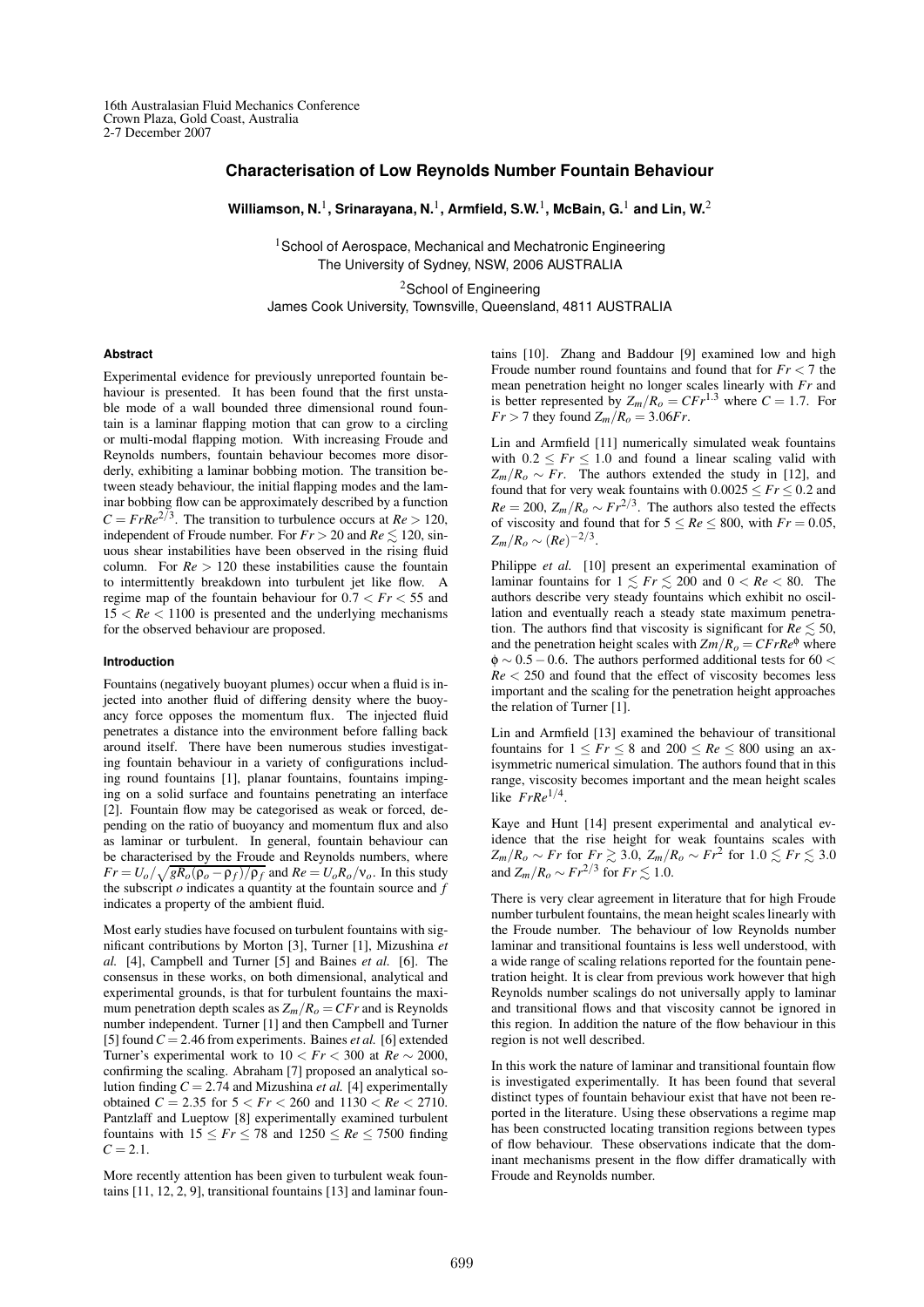# Characterisation of Low Reynolds Number Fountain Behaviour

**Williamson, N.[1], Srinarayana, N.[1], Armfield, S.W.[1], McBain, G.[1] and Lin, W.[2]**

[1]School of Aerospace, Mechanical and Mechatronic Engineering
The University of Sydney, NSW, 2006 AUSTRALIA

[2]School of Engineering
James Cook University, Townsville, Queensland, 4811 AUSTRALIA

## Abstract

Experimental evidence for previously unreported fountain behaviour is presented. It has been found that the first unstable mode of a wall bounded three dimensional round fountain is a laminar flapping motion that can grow to a circling or multi-modal flapping motion. With increasing Froude and Reynolds numbers, fountain behaviour becomes more disorderly, exhibiting a laminar bobbing motion. The transition between steady behaviour, the initial flapping modes and the laminar bobbing flow can be approximately described by a function $C = FrRe^{2/3}$. The transition to turbulence occurs at $Re > 120$, independent of Froude number. For $Fr > 20$ and $Re \lesssim 120$, sinuous shear instabilities have been observed in the rising fluid column. For $Re > 120$ these instabilities cause the fountain to intermittently breakdown into turbulent jet like flow. A regime map of the fountain behaviour for $0.7 < Fr < 55$ and $15 < Re < 1100$ is presented and the underlying mechanisms for the observed behaviour are proposed.

## Introduction

Fountains (negatively buoyant plumes) occur when a fluid is injected into another fluid of differing density where the buoyancy force opposes the momentum flux. The injected fluid penetrates a distance into the environment before falling back around itself. There have been numerous studies investigating fountain behaviour in a variety of configurations including round fountains [1], planar fountains, fountains impinging on a solid surface and fountains penetrating an interface [2]. Fountain flow may be categorised as weak or forced, depending on the ratio of buoyancy and momentum flux and also as laminar or turbulent. In general, fountain behaviour can be characterised by the Froude and Reynolds numbers, where $Fr = U_o/\sqrt{gR_o(\rho_o - \rho_f)/\rho_f}$ and $Re = U_oR_o/\nu_o$. In this study the subscript $o$ indicates a quantity at the fountain source and $f$ indicates a property of the ambient fluid.

Most early studies have focused on turbulent fountains with significant contributions by Morton [3], Turner [1], Mizushina *et al.* [4], Campbell and Turner [5] and Baines *et al.* [6]. The consensus in these works, on both dimensional, analytical and experimental grounds, is that for turbulent fountains the maximum penetration depth scales as $Z_m/R_o = CFr$ and is Reynolds number independent. Turner [1] and then Campbell and Turner [5] found $C = 2.46$ from experiments. Baines *et al.* [6] extended Turner's experimental work to $10 < Fr < 300$ at $Re \sim 2000$, confirming the scaling. Abraham [7] proposed an analytical solution finding $C = 2.74$ and Mizushina *et al.* [4] experimentally obtained $C = 2.35$ for $5 < Fr < 260$ and $1130 < Re < 2710$. Pantzlaff and Lueptow [8] experimentally examined turbulent fountains with $15 \leq Fr \leq 78$ and $1250 \leq Re \leq 7500$ finding $C = 2.1$.

More recently attention has been given to turbulent weak fountains [11, 12, 2, 9], transitional fountains [13] and laminar fountains [10]. Zhang and Baddour [9] examined low and high Froude number round fountains and found that for $Fr < 7$ the mean penetration height no longer scales linearly with $Fr$ and is better represented by $Z_m/R_o = CFr^{1.3}$ where $C = 1.7$. For $Fr > 7$ they found $Z_m/R_o = 3.06Fr$.

Lin and Armfield [11] numerically simulated weak fountains with $0.2 \leq Fr \leq 1.0$ and found a linear scaling valid with $Z_m/R_o \sim Fr$. The authors extended the study in [12], and found that for very weak fountains with $0.0025 \leq Fr \leq 0.2$ and $Re = 200$, $Z_m/R_o \sim Fr^{2/3}$. The authors also tested the effects of viscosity and found that for $5 \leq Re \leq 800$, with $Fr = 0.05$, $Z_m/R_o \sim (Re)^{-2/3}$.

Philippe *et al.* [10] present an experimental examination of laminar fountains for $1 \lesssim Fr \lesssim 200$ and $0 < Re < 80$. The authors describe very steady fountains which exhibit no oscillation and eventually reach a steady state maximum penetration. The authors find that viscosity is significant for $Re \lesssim 50$, and the penetration height scales with $Zm/R_o = CFrRe^{\phi}$ where $\phi \sim 0.5 - 0.6$. The authors performed additional tests for $60 < Re < 250$ and found that the effect of viscosity becomes less important and the scaling for the penetration height approaches the relation of Turner [1].

Lin and Armfield [13] examined the behaviour of transitional fountains for $1 \leq Fr \leq 8$ and $200 \leq Re \leq 800$ using an axisymmetric numerical simulation. The authors found that in this range, viscosity becomes important and the mean height scales like $FrRe^{1/4}$.

Kaye and Hunt [14] present experimental and analytical evidence that the rise height for weak fountains scales with $Z_m/R_o \sim Fr$ for $Fr \gtrsim 3.0$, $Z_m/R_o \sim Fr^2$ for $1.0 \lesssim Fr \lesssim 3.0$ and $Z_m/R_o \sim Fr^{2/3}$ for $Fr \lesssim 1.0$.

There is very clear agreement in literature that for high Froude number turbulent fountains, the mean height scales linearly with the Froude number. The behaviour of low Reynolds number laminar and transitional fountains is less well understood, with a wide range of scaling relations reported for the fountain penetration height. It is clear from previous work however that high Reynolds number scalings do not universally apply to laminar and transitional flows and that viscosity cannot be ignored in this region. In addition the nature of the flow behaviour in this region is not well described.

In this work the nature of laminar and transitional fountain flow is investigated experimentally. It has been found that several distinct types of fountain behaviour exist that have not been reported in the literature. Using these observations a regime map has been constructed locating transition regions between types of flow behaviour. These observations indicate that the dominant mechanisms present in the flow differ dramatically with Froude and Reynolds number.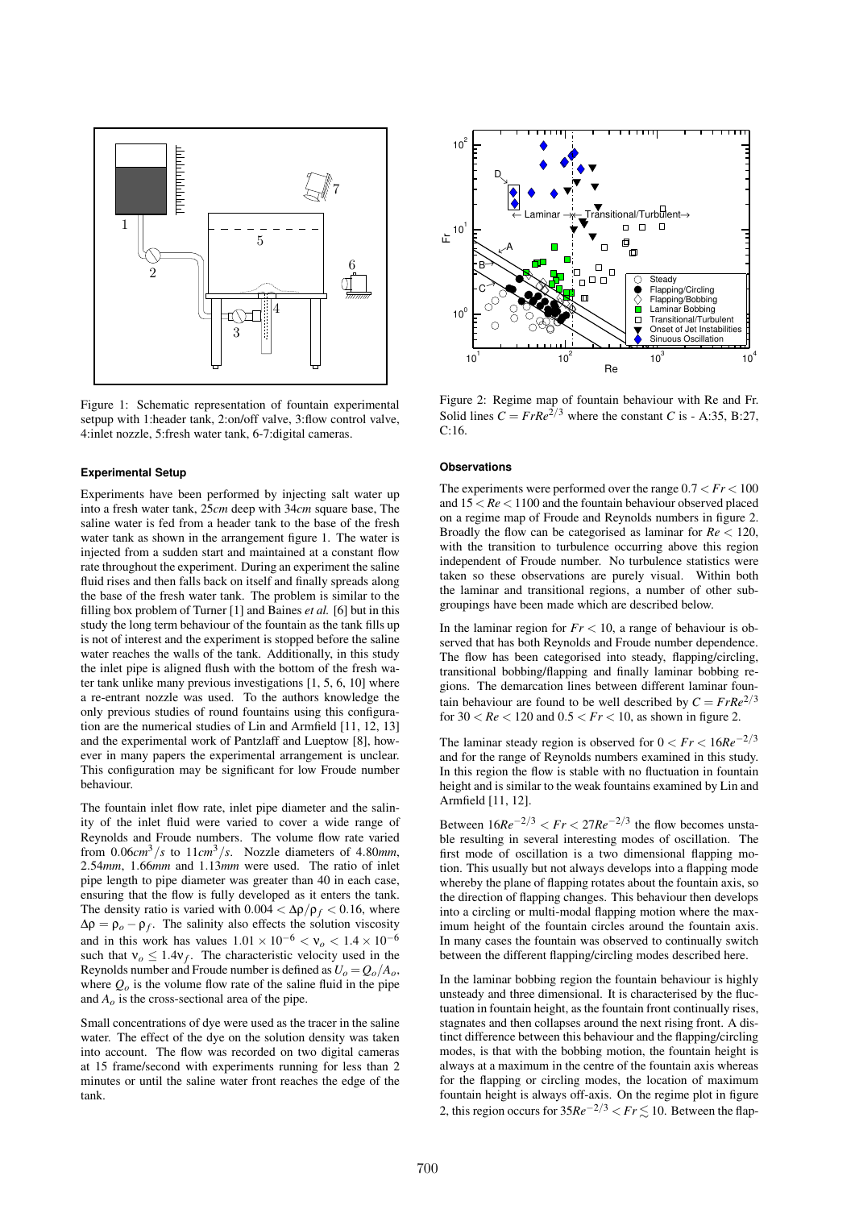Figure 1: Schematic representation of fountain experimental setup with 1:header tank, 2:on/off valve, 3:flow control valve, 4:inlet nozzle, 5:fresh water tank, 6-7:digital cameras.

**Experimental Setup**

Experiments have been performed by injecting salt water up into a fresh water tank, 25*cm* deep with 34*cm* square base, The saline water is fed from a header tank to the base of the fresh water tank as shown in the arrangement figure 1. The water is injected from a sudden start and maintained at a constant flow rate throughout the experiment. During an experiment the saline fluid rises and then falls back on itself and finally spreads along the base of the fresh water tank. The problem is similar to the filling box problem of Turner [1] and Baines *et al.* [6] but in this study the long term behaviour of the fountain as the tank fills up is not of interest and the experiment is stopped before the saline water reaches the walls of the tank. Additionally, in this study the inlet pipe is aligned flush with the bottom of the fresh water tank unlike many previous investigations [1, 5, 6, 10] where a re-entrant nozzle was used. To the authors knowledge the only previous studies of round fountains using this configuration are the numerical studies of Lin and Armfield [11, 12, 13] and the experimental work of Pantzlaff and Lueptow [8], however in many papers the experimental arrangement is unclear. This configuration may be significant for low Froude number behaviour.

The fountain inlet flow rate, inlet pipe diameter and the salinity of the inlet fluid were varied to cover a wide range of Reynolds and Froude numbers. The volume flow rate varied from $0.06cm^3/s$ to $11cm^3/s$. Nozzle diameters of 4.80*mm*, 2.54*mm*, 1.66*mm* and 1.13*mm* were used. The ratio of inlet pipe length to pipe diameter was greater than 40 in each case, ensuring that the flow is fully developed as it enters the tank. The density ratio is varied with $0.004 < \Delta\rho/\rho_f < 0.16$, where $\Delta\rho = \rho_o - \rho_f$. The salinity also effects the solution viscosity and in this work has values $1.01 \times 10^{-6} < \nu_o < 1.4 \times 10^{-6}$ such that $\nu_o \leq 1.4\nu_f$. The characteristic velocity used in the Reynolds number and Froude number is defined as $U_o = Q_o/A_o$, where $Q_o$ is the volume flow rate of the saline fluid in the pipe and $A_o$ is the cross-sectional area of the pipe.

Small concentrations of dye were used as the tracer in the saline water. The effect of the dye on the solution density was taken into account. The flow was recorded on two digital cameras at 15 frame/second with experiments running for less than 2 minutes or until the saline water front reaches the edge of the tank.

Figure 2: Regime map of fountain behaviour with Re and Fr. Solid lines $C = FrRe^{2/3}$ where the constant $C$ is - A:35, B:27, C:16.

**Observations**

The experiments were performed over the range $0.7 < Fr < 100$ and $15 < Re < 1100$ and the fountain behaviour observed placed on a regime map of Froude and Reynolds numbers in figure 2. Broadly the flow can be categorised as laminar for $Re < 120$, with the transition to turbulence occurring above this region independent of Froude number. No turbulence statistics were taken so these observations are purely visual. Within both the laminar and transitional regions, a number of other subgroupings have been made which are described below.

In the laminar region for $Fr < 10$, a range of behaviour is observed that has both Reynolds and Froude number dependence. The flow has been categorised into steady, flapping/circling, transitional bobbing/flapping and finally laminar bobbing regions. The demarcation lines between different laminar fountain behaviour are found to be well described by $C = FrRe^{2/3}$ for $30 < Re < 120$ and $0.5 < Fr < 10$, as shown in figure 2.

The laminar steady region is observed for $0 < Fr < 16Re^{-2/3}$ and for the range of Reynolds numbers examined in this study. In this region the flow is stable with no fluctuation in fountain height and is similar to the weak fountains examined by Lin and Armfield [11, 12].

Between $16Re^{-2/3} < Fr < 27Re^{-2/3}$ the flow becomes unstable resulting in several interesting modes of oscillation. The first mode of oscillation is a two dimensional flapping motion. This usually but not always develops into a flapping mode whereby the plane of flapping rotates about the fountain axis, so the direction of flapping changes. This behaviour then develops into a circling or multi-modal flapping motion where the maximum height of the fountain circles around the fountain axis. In many cases the fountain was observed to continually switch between the different flapping/circling modes described here.

In the laminar bobbing region the fountain behaviour is highly unsteady and three dimensional. It is characterised by the fluctuation in fountain height, as the fountain front continually rises, stagnates and then collapses around the next rising front. A distinct difference between this behaviour and the flapping/circling modes, is that with the bobbing motion, the fountain height is always at a maximum in the centre of the fountain axis whereas for the flapping or circling modes, the location of maximum fountain height is always off-axis. On the regime plot in figure 2, this region occurs for $35Re^{-2/3} < Fr \lesssim 10$. Between the flap-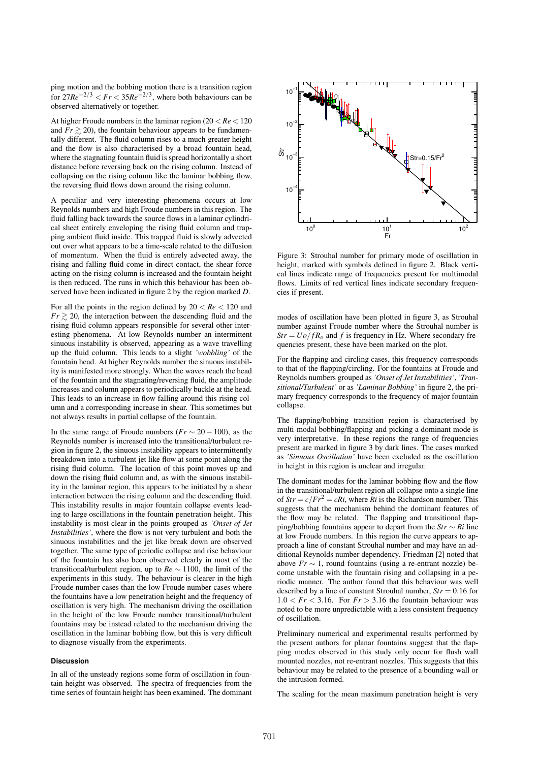ping motion and the bobbing motion there is a transition region for $27Re^{-2/3} < Fr < 35Re^{-2/3}$, where both behaviours can be observed alternatively or together.

At higher Froude numbers in the laminar region ($20 < Re < 120$ and $Fr \gtrsim 20$), the fountain behaviour appears to be fundamentally different. The fluid column rises to a much greater height and the flow is also characterised by a broad fountain head, where the stagnating fountain fluid is spread horizontally a short distance before reversing back on the rising column. Instead of collapsing on the rising column like the laminar bobbing flow, the reversing fluid flows down around the rising column.

A peculiar and very interesting phenomena occurs at low Reynolds numbers and high Froude numbers in this region. The fluid falling back towards the source flows in a laminar cylindrical sheet entirely enveloping the rising fluid column and trapping ambient fluid inside. This trapped fluid is slowly advected out over what appears to be a time-scale related to the diffusion of momentum. When the fluid is entirely advected away, the rising and falling fluid come in direct contact, the shear force acting on the rising column is increased and the fountain height is then reduced. The runs in which this behaviour has been observed have been indicated in figure 2 by the region marked *D*.

For all the points in the region defined by $20 < Re < 120$ and $Fr \gtrsim 20$, the interaction between the descending fluid and the rising fluid column appears responsible for several other interesting phenomena. At low Reynolds number an intermittent sinuous instability is observed, appearing as a wave travelling up the fluid column. This leads to a slight *'wobbling'* of the fountain head. At higher Reynolds number the sinuous instability is manifested more strongly. When the waves reach the head of the fountain and the stagnating/reversing fluid, the amplitude increases and column appears to periodically buckle at the head. This leads to an increase in flow falling around this rising column and a corresponding increase in shear. This sometimes but not always results in partial collapse of the fountain.

In the same range of Froude numbers ($Fr \sim 20-100$), as the Reynolds number is increased into the transitional/turbulent region in figure 2, the sinuous instability appears to intermittently breakdown into a turbulent jet like flow at some point along the rising fluid column. The location of this point moves up and down the rising fluid column and, as with the sinuous instability in the laminar region, this appears to be initiated by a shear interaction between the rising column and the descending fluid. This instability results in major fountain collapse events leading to large oscillations in the fountain penetration height. This instability is most clear in the points grouped as *'Onset of Jet Instabilities'*, where the flow is not very turbulent and both the sinuous instabilities and the jet like break down are observed together. The same type of periodic collapse and rise behaviour of the fountain has also been observed clearly in most of the transitional/turbulent region, up to $Re \sim 1100$, the limit of the experiments in this study. The behaviour is clearer in the high Froude number cases than the low Froude number cases where the fountains have a low penetration height and the frequency of oscillation is very high. The mechanism driving the oscillation in the height of the low Froude number transitional/turbulent fountains may be instead related to the mechanism driving the oscillation in the laminar bobbing flow, but this is very difficult to diagnose visually from the experiments.

## Discussion

In all of the unsteady regions some form of oscillation in fountain height was observed. The spectra of frequencies from the time series of fountain height has been examined. The dominant

Figure 3: Strouhal number for primary mode of oscillation in height, marked with symbols defined in figure 2. Black vertical lines indicate range of frequencies present for multimodal flows. Limits of red vertical lines indicate secondary frequencies if present.

modes of oscillation have been plotted in figure 3, as Strouhal number against Froude number where the Strouhal number is $Str = Uo/fR_o$ and $f$ is frequency in Hz. Where secondary frequencies present, these have been marked on the plot.

For the flapping and circling cases, this frequency corresponds to that of the flapping/circling. For the fountains at Froude and Reynolds numbers grouped as *'Onset of Jet Instabilities'*, *'Transitional/Turbulent'* or as *'Laminar Bobbing'* in figure 2, the primary frequency corresponds to the frequency of major fountain collapse.

The flapping/bobbing transition region is characterised by multi-modal bobbing/flapping and picking a dominant mode is very interpretative. In these regions the range of frequencies present are marked in figure 3 by dark lines. The cases marked as *'Sinuous Oscillation'* have been excluded as the oscillation in height in this region is unclear and irregular.

The dominant modes for the laminar bobbing flow and the flow in the transitional/turbulent region all collapse onto a single line of $Str = c/Fr^2 = cRi$, where $Ri$ is the Richardson number. This suggests that the mechanism behind the dominant features of the flow may be related. The flapping and transitional flapping/bobbing fountains appear to depart from the $Str \sim Ri$ line at low Froude numbers. In this region the curve appears to approach a line of constant Strouhal number and may have an additional Reynolds number dependency. Friedman [2] noted that above $Fr \sim 1$, round fountains (using a re-entrant nozzle) become unstable with the fountain rising and collapsing in a periodic manner. The author found that this behaviour was well described by a line of constant Strouhal number, $Str = 0.16$ for $1.0 < Fr < 3.16$. For $Fr > 3.16$ the fountain behaviour was noted to be more unpredictable with a less consistent frequency of oscillation.

Preliminary numerical and experimental results performed by the present authors for planar fountains suggest that the flapping modes observed in this study only occur for flush wall mounted nozzles, not re-entrant nozzles. This suggests that this behaviour may be related to the presence of a bounding wall or the intrusion formed.

The scaling for the mean maximum penetration height is very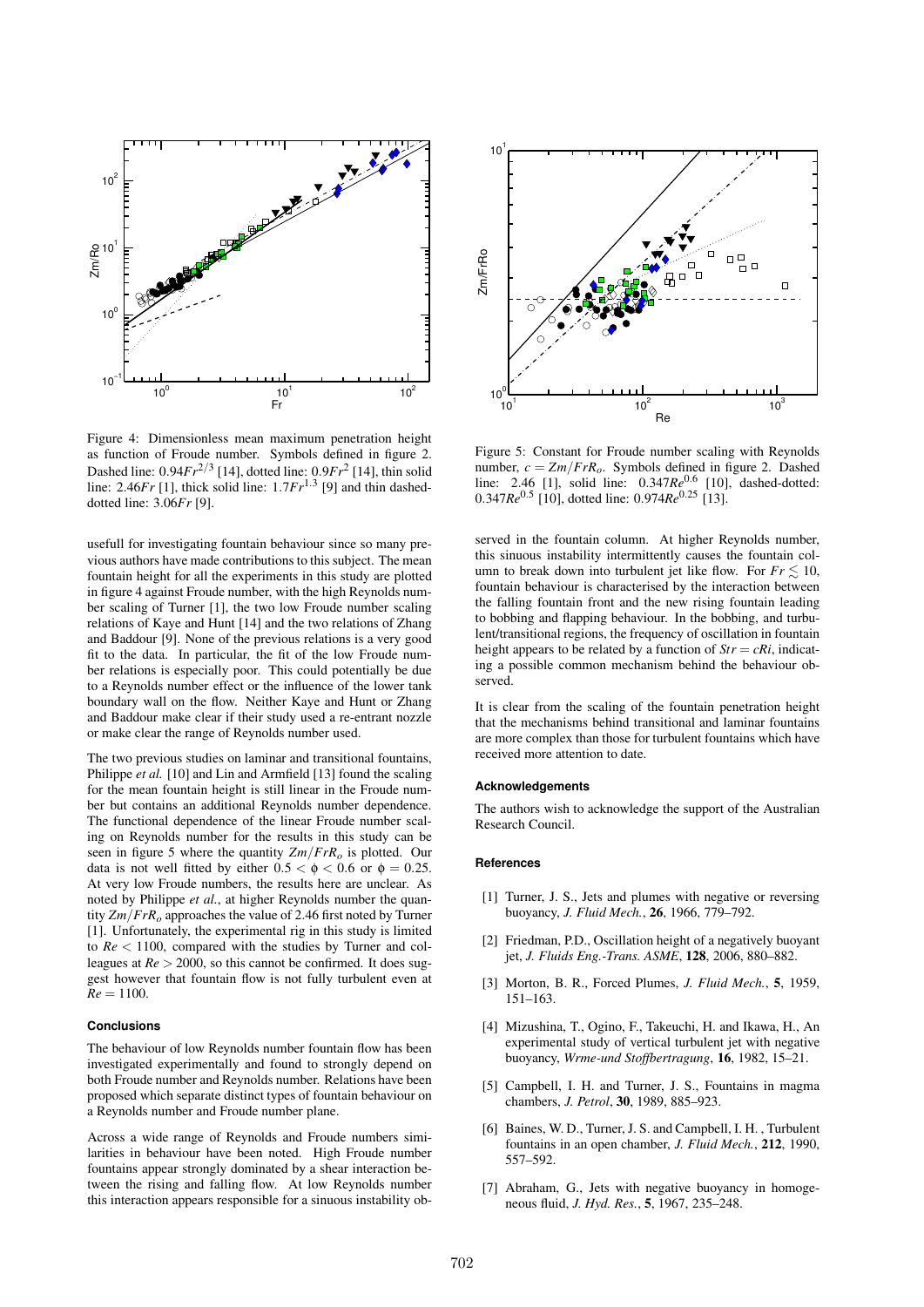Figure 4: Dimensionless mean maximum penetration height as function of Froude number. Symbols defined in figure 2. Dashed line: $0.94Fr^{2/3}$ [14], dotted line: $0.9Fr^2$ [14], thin solid line: $2.46Fr$ [1], thick solid line: $1.7Fr^{1.3}$ [9] and thin dashed-dotted line: $3.06Fr$ [9].

usefull for investigating fountain behaviour since so many previous authors have made contributions to this subject. The mean fountain height for all the experiments in this study are plotted in figure 4 against Froude number, with the high Reynolds number scaling of Turner [1], the two low Froude number scaling relations of Kaye and Hunt [14] and the two relations of Zhang and Baddour [9]. None of the previous relations is a very good fit to the data. In particular, the fit of the low Froude number relations is especially poor. This could potentially be due to a Reynolds number effect or the influence of the lower tank boundary wall on the flow. Neither Kaye and Hunt or Zhang and Baddour make clear if their study used a re-entrant nozzle or make clear the range of Reynolds number used.

The two previous studies on laminar and transitional fountains, Philippe *et al.* [10] and Lin and Armfield [13] found the scaling for the mean fountain height is still linear in the Froude number but contains an additional Reynolds number dependence. The functional dependence of the linear Froude number scaling on Reynolds number for the results in this study can be seen in figure 5 where the quantity $Zm/FrR_o$ is plotted. Our data is not well fitted by either $0.5 < \phi < 0.6$ or $\phi = 0.25$. At very low Froude numbers, the results here are unclear. As noted by Philippe *et al.*, at higher Reynolds number the quantity $Zm/FrR_o$ approaches the value of 2.46 first noted by Turner [1]. Unfortunately, the experimental rig in this study is limited to $Re < 1100$, compared with the studies by Turner and colleagues at $Re > 2000$, so this cannot be confirmed. It does suggest however that fountain flow is not fully turbulent even at $Re = 1100$.

### Conclusions

The behaviour of low Reynolds number fountain flow has been investigated experimentally and found to strongly depend on both Froude number and Reynolds number. Relations have been proposed which separate distinct types of fountain behaviour on a Reynolds number and Froude number plane.

Across a wide range of Reynolds and Froude numbers similarities in behaviour have been noted. High Froude number fountains appear strongly dominated by a shear interaction between the rising and falling flow. At low Reynolds number this interaction appears responsible for a sinuous instability observed in the fountain column. At higher Reynolds number, this sinuous instability intermittently causes the fountain column to break down into turbulent jet like flow. For $Fr \lesssim 10$, fountain behaviour is characterised by the interaction between the falling fountain front and the new rising fountain leading to bobbing and flapping behaviour. In the bobbing, and turbulent/transitional regions, the frequency of oscillation in fountain height appears to be related by a function of $Str = cRi$, indicating a possible common mechanism behind the behaviour observed.

It is clear from the scaling of the fountain penetration height that the mechanisms behind transitional and laminar fountains are more complex than those for turbulent fountains which have received more attention to date.

Figure 5: Constant for Froude number scaling with Reynolds number, $c = Zm/FrR_o$. Symbols defined in figure 2. Dashed line: 2.46 [1], solid line: $0.347Re^{0.6}$ [10], dashed-dotted: $0.347Re^{0.5}$ [10], dotted line: $0.974Re^{0.25}$ [13].

### Acknowledgements

The authors wish to acknowledge the support of the Australian Research Council.

### References

[1] Turner, J. S., Jets and plumes with negative or reversing buoyancy, *J. Fluid Mech.*, **26**, 1966, 779–792.

[2] Friedman, P.D., Oscillation height of a negatively buoyant jet, *J. Fluids Eng.-Trans. ASME*, **128**, 2006, 880–882.

[3] Morton, B. R., Forced Plumes, *J. Fluid Mech.*, **5**, 1959, 151–163.

[4] Mizushina, T., Ogino, F., Takeuchi, H. and Ikawa, H., An experimental study of vertical turbulent jet with negative buoyancy, *Wrme-und Stoffbertragung*, **16**, 1982, 15–21.

[5] Campbell, I. H. and Turner, J. S., Fountains in magma chambers, *J. Petrol*, **30**, 1989, 885–923.

[6] Baines, W. D., Turner, J. S. and Campbell, I. H. , Turbulent fountains in an open chamber, *J. Fluid Mech.*, **212**, 1990, 557–592.

[7] Abraham, G., Jets with negative buoyancy in homogeneous fluid, *J. Hyd. Res.*, **5**, 1967, 235–248.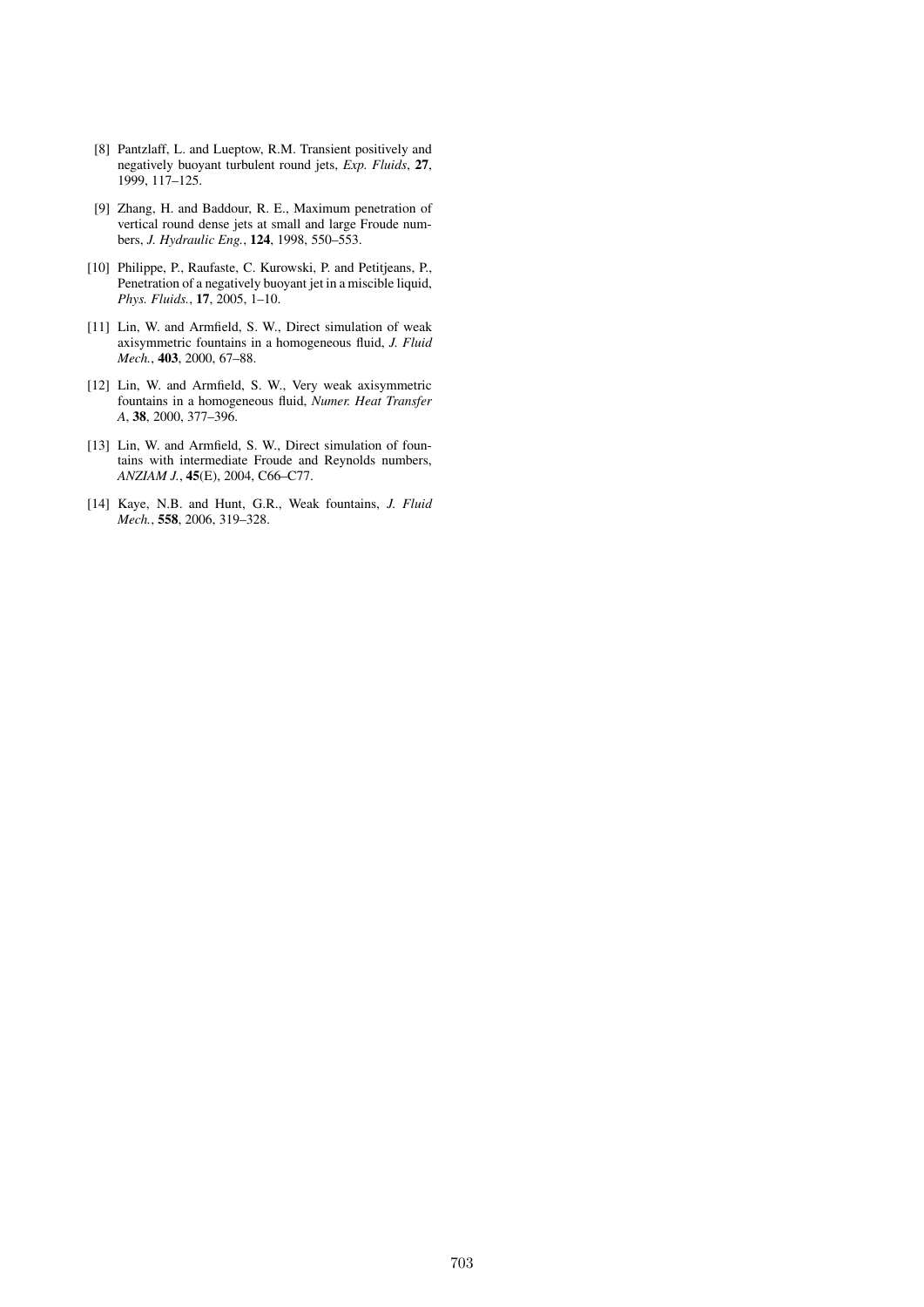[8] Pantzlaff, L. and Lueptow, R.M. Transient positively and negatively buoyant turbulent round jets, *Exp. Fluids*, **27**, 1999, 117–125.

[9] Zhang, H. and Baddour, R. E., Maximum penetration of vertical round dense jets at small and large Froude numbers, *J. Hydraulic Eng.*, **124**, 1998, 550–553.

[10] Philippe, P., Raufaste, C. Kurowski, P. and Petitjeans, P., Penetration of a negatively buoyant jet in a miscible liquid, *Phys. Fluids.*, **17**, 2005, 1–10.

[11] Lin, W. and Armfield, S. W., Direct simulation of weak axisymmetric fountains in a homogeneous fluid, *J. Fluid Mech.*, **403**, 2000, 67–88.

[12] Lin, W. and Armfield, S. W., Very weak axisymmetric fountains in a homogeneous fluid, *Numer. Heat Transfer A*, **38**, 2000, 377–396.

[13] Lin, W. and Armfield, S. W., Direct simulation of fountains with intermediate Froude and Reynolds numbers, *ANZIAM J.*, **45**(E), 2004, C66–C77.

[14] Kaye, N.B. and Hunt, G.R., Weak fountains, *J. Fluid Mech.*, **558**, 2006, 319–328.